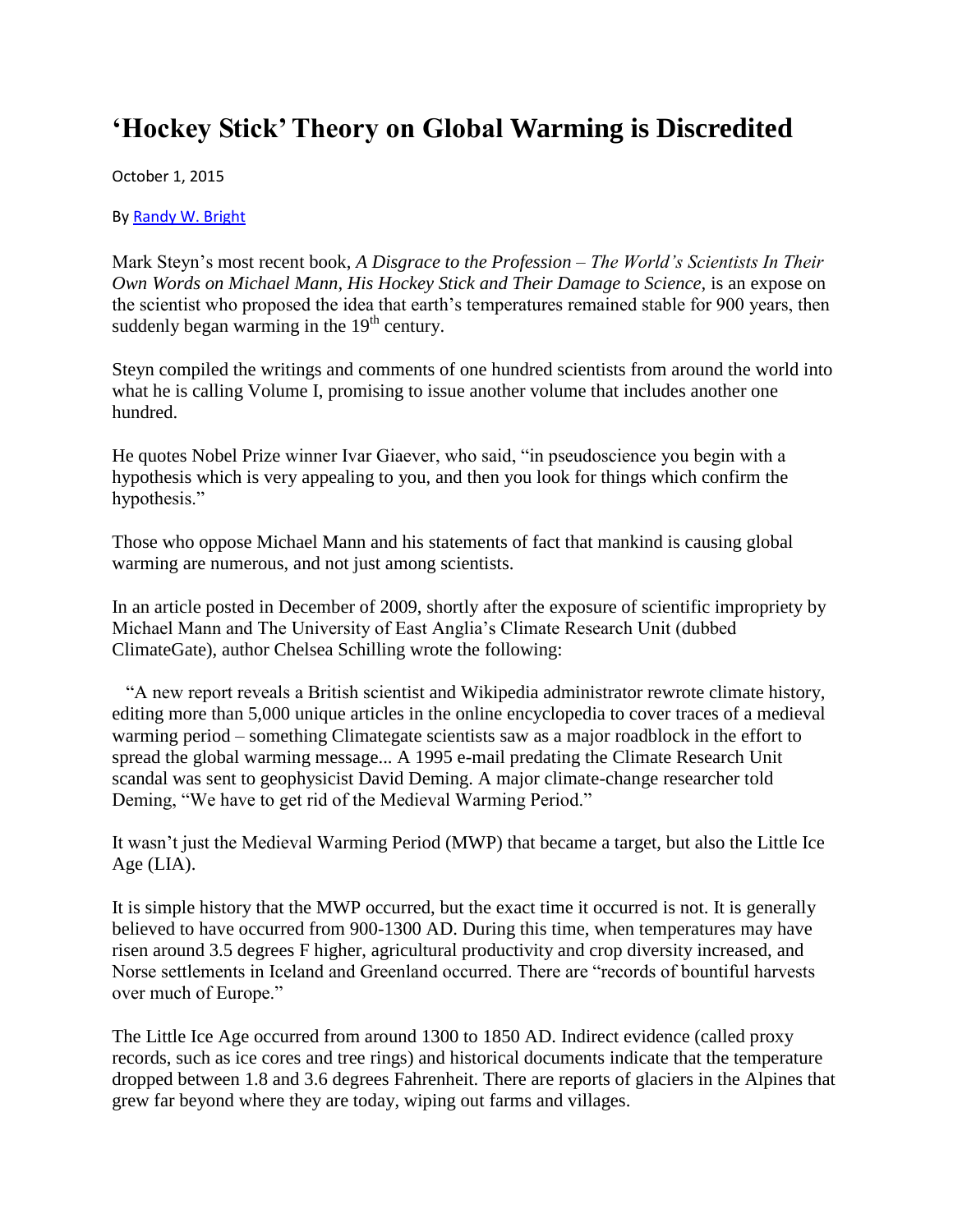# 'Hockey Stick' Theory on Global Warming is Discredited

October 1, 2015

By [Randy W. Bright]

Mark Steyn's most recent book, *A Disgrace to the Profession – The World's Scientists In Their Own Words on Michael Mann, His Hockey Stick and Their Damage to Science,* is an expose on the scientist who proposed the idea that earth's temperatures remained stable for 900 years, then suddenly began warming in the 19th century.

Steyn compiled the writings and comments of one hundred scientists from around the world into what he is calling Volume I, promising to issue another volume that includes another one hundred.

He quotes Nobel Prize winner Ivar Giaever, who said, "in pseudoscience you begin with a hypothesis which is very appealing to you, and then you look for things which confirm the hypothesis."

Those who oppose Michael Mann and his statements of fact that mankind is causing global warming are numerous, and not just among scientists.

In an article posted in December of 2009, shortly after the exposure of scientific impropriety by Michael Mann and The University of East Anglia's Climate Research Unit (dubbed ClimateGate), author Chelsea Schilling wrote the following:

> "A new report reveals a British scientist and Wikipedia administrator rewrote climate history, editing more than 5,000 unique articles in the online encyclopedia to cover traces of a medieval warming period – something Climategate scientists saw as a major roadblock in the effort to spread the global warming message... A 1995 e-mail predating the Climate Research Unit scandal was sent to geophysicist David Deming. A major climate-change researcher told Deming, "We have to get rid of the Medieval Warming Period."

It wasn't just the Medieval Warming Period (MWP) that became a target, but also the Little Ice Age (LIA).

It is simple history that the MWP occurred, but the exact time it occurred is not. It is generally believed to have occurred from 900-1300 AD. During this time, when temperatures may have risen around 3.5 degrees F higher, agricultural productivity and crop diversity increased, and Norse settlements in Iceland and Greenland occurred. There are "records of bountiful harvests over much of Europe."

The Little Ice Age occurred from around 1300 to 1850 AD. Indirect evidence (called proxy records, such as ice cores and tree rings) and historical documents indicate that the temperature dropped between 1.8 and 3.6 degrees Fahrenheit. There are reports of glaciers in the Alpines that grew far beyond where they are today, wiping out farms and villages.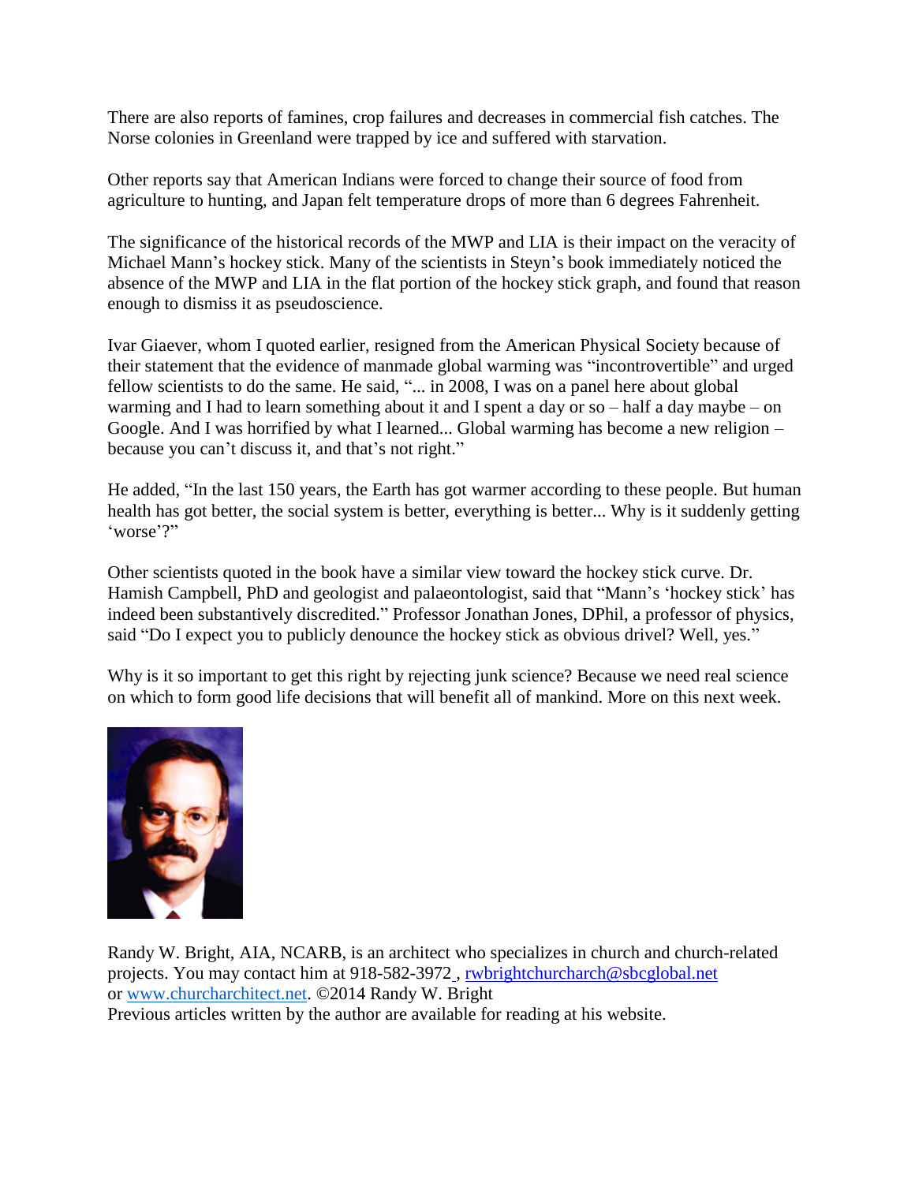There are also reports of famines, crop failures and decreases in commercial fish catches. The Norse colonies in Greenland were trapped by ice and suffered with starvation.

Other reports say that American Indians were forced to change their source of food from agriculture to hunting, and Japan felt temperature drops of more than 6 degrees Fahrenheit.

The significance of the historical records of the MWP and LIA is their impact on the veracity of Michael Mann's hockey stick. Many of the scientists in Steyn's book immediately noticed the absence of the MWP and LIA in the flat portion of the hockey stick graph, and found that reason enough to dismiss it as pseudoscience.

Ivar Giaever, whom I quoted earlier, resigned from the American Physical Society because of their statement that the evidence of manmade global warming was "incontrovertible" and urged fellow scientists to do the same. He said, "... in 2008, I was on a panel here about global warming and I had to learn something about it and I spent a day or so – half a day maybe – on Google. And I was horrified by what I learned... Global warming has become a new religion – because you can't discuss it, and that's not right."

He added, "In the last 150 years, the Earth has got warmer according to these people. But human health has got better, the social system is better, everything is better... Why is it suddenly getting 'worse'?"

Other scientists quoted in the book have a similar view toward the hockey stick curve. Dr. Hamish Campbell, PhD and geologist and palaeontologist, said that "Mann's 'hockey stick' has indeed been substantively discredited." Professor Jonathan Jones, DPhil, a professor of physics, said "Do I expect you to publicly denounce the hockey stick as obvious drivel? Well, yes."

Why is it so important to get this right by rejecting junk science? Because we need real science on which to form good life decisions that will benefit all of mankind. More on this next week.

Randy W. Bright, AIA, NCARB, is an architect who specializes in church and church-related projects. You may contact him at 918-582-3972, rwbrightchurcharch@sbcglobal.net or www.churcharchitect.net. ©2014 Randy W. Bright
Previous articles written by the author are available for reading at his website.